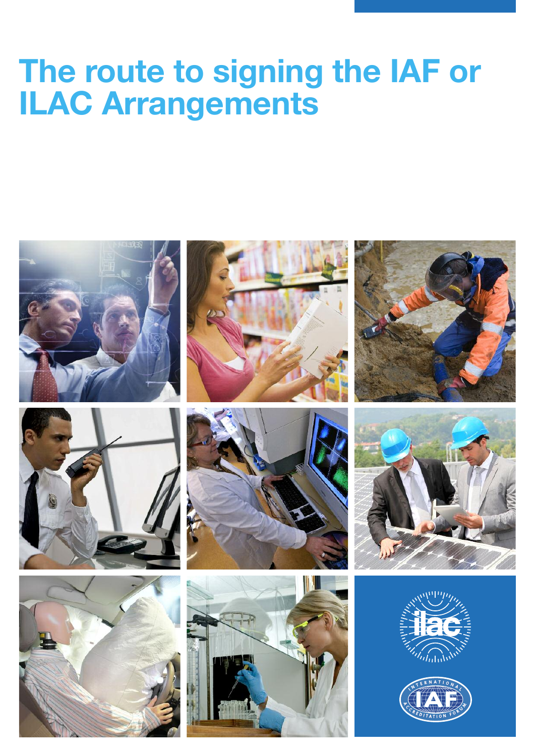# The route to signing the IAF or ILAC Arrangements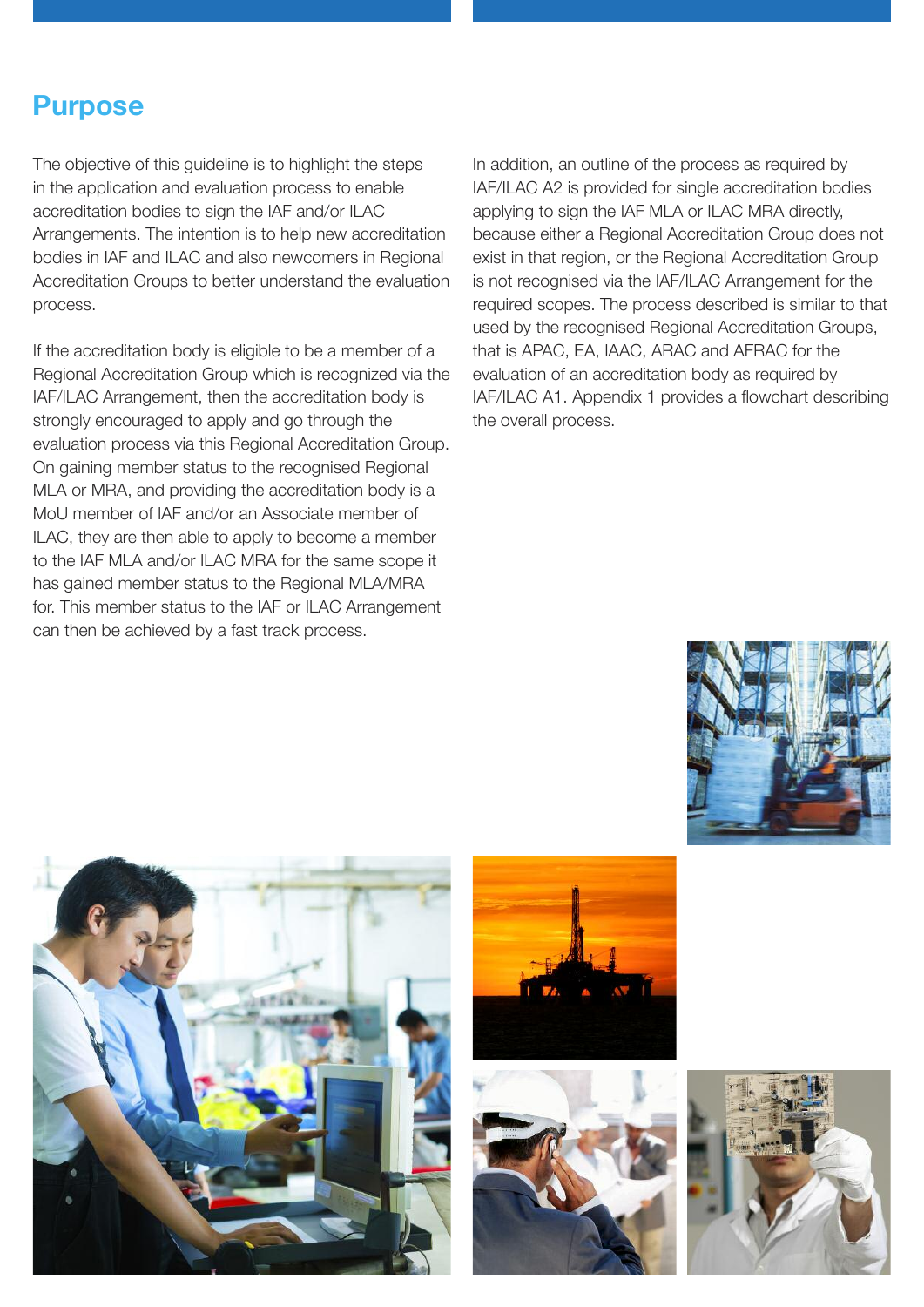## Purpose

The objective of this guideline is to highlight the steps in the application and evaluation process to enable accreditation bodies to sign the IAF and/or ILAC Arrangements. The intention is to help new accreditation bodies in IAF and ILAC and also newcomers in Regional Accreditation Groups to better understand the evaluation process.

If the accreditation body is eligible to be a member of a Regional Accreditation Group which is recognized via the IAF/ILAC Arrangement, then the accreditation body is strongly encouraged to apply and go through the evaluation process via this Regional Accreditation Group. On gaining member status to the recognised Regional MLA or MRA, and providing the accreditation body is a MoU member of IAF and/or an Associate member of ILAC, they are then able to apply to become a member to the IAF MLA and/or ILAC MRA for the same scope it has gained member status to the Regional MLA/MRA for. This member status to the IAF or ILAC Arrangement can then be achieved by a fast track process.

In addition, an outline of the process as required by IAF/ILAC A2 is provided for single accreditation bodies applying to sign the IAF MLA or ILAC MRA directly, because either a Regional Accreditation Group does not exist in that region, or the Regional Accreditation Group is not recognised via the IAF/ILAC Arrangement for the required scopes. The process described is similar to that used by the recognised Regional Accreditation Groups, that is APAC, EA, IAAC, ARAC and AFRAC for the evaluation of an accreditation body as required by IAF/ILAC A1. Appendix 1 provides a flowchart describing the overall process.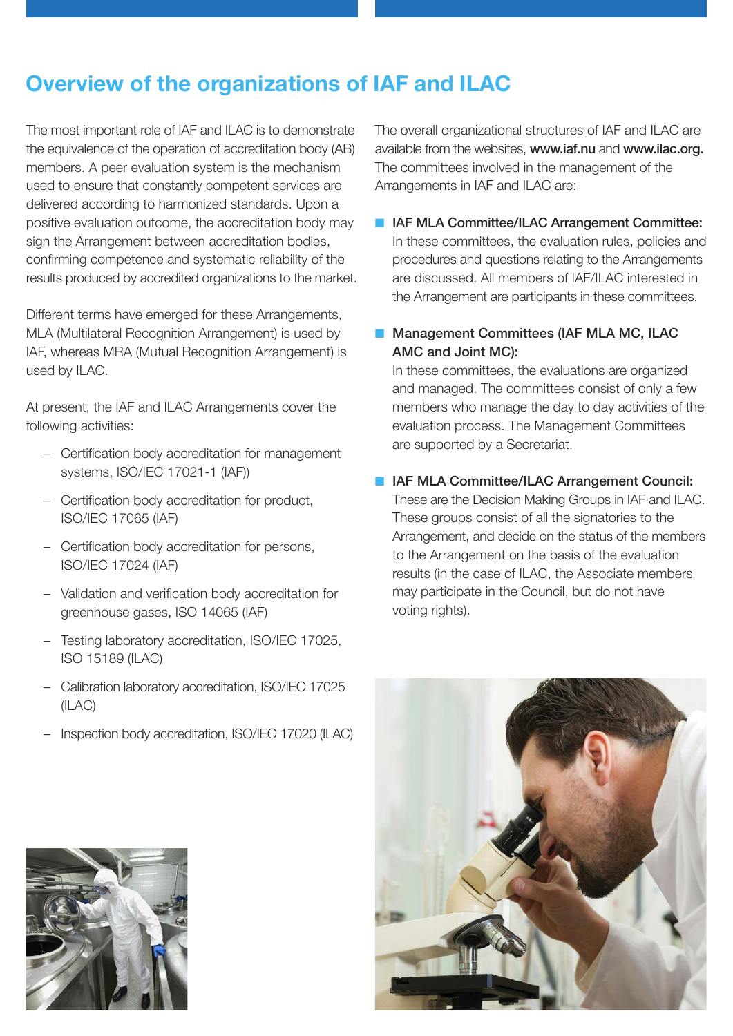# Overview of the organizations of IAF and ILAC

The most important role of IAF and ILAC is to demonstrate the equivalence of the operation of accreditation body (AB) members. A peer evaluation system is the mechanism used to ensure that constantly competent services are delivered according to harmonized standards. Upon a positive evaluation outcome, the accreditation body may sign the Arrangement between accreditation bodies, confirming competence and systematic reliability of the results produced by accredited organizations to the market.

Different terms have emerged for these Arrangements, MLA (Multilateral Recognition Arrangement) is used by IAF, whereas MRA (Mutual Recognition Arrangement) is used by ILAC.

At present, the IAF and ILAC Arrangements cover the following activities:

- Certification body accreditation for management systems, ISO/IEC 17021-1 (IAF))
- Certification body accreditation for product, ISO/IEC 17065 (IAF)
- Certification body accreditation for persons, ISO/IEC 17024 (IAF)
- Validation and verification body accreditation for greenhouse gases, ISO 14065 (IAF)
- Testing laboratory accreditation, ISO/IEC 17025, ISO 15189 (ILAC)
- Calibration laboratory accreditation, ISO/IEC 17025 (ILAC)
- Inspection body accreditation, ISO/IEC 17020 (ILAC)

The overall organizational structures of IAF and ILAC are available from the websites, **www.iaf.nu** and **www.ilac.org.** The committees involved in the management of the Arrangements in IAF and ILAC are:

- **IAF MLA Committee/ILAC Arrangement Committee:** In these committees, the evaluation rules, policies and procedures and questions relating to the Arrangements are discussed. All members of IAF/ILAC interested in the Arrangement are participants in these committees.

- **Management Committees (IAF MLA MC, ILAC AMC and Joint MC):** In these committees, the evaluations are organized and managed. The committees consist of only a few members who manage the day to day activities of the evaluation process. The Management Committees are supported by a Secretariat.

- **IAF MLA Committee/ILAC Arrangement Council:** These are the Decision Making Groups in IAF and ILAC. These groups consist of all the signatories to the Arrangement, and decide on the status of the members to the Arrangement on the basis of the evaluation results (in the case of ILAC, the Associate members may participate in the Council, but do not have voting rights).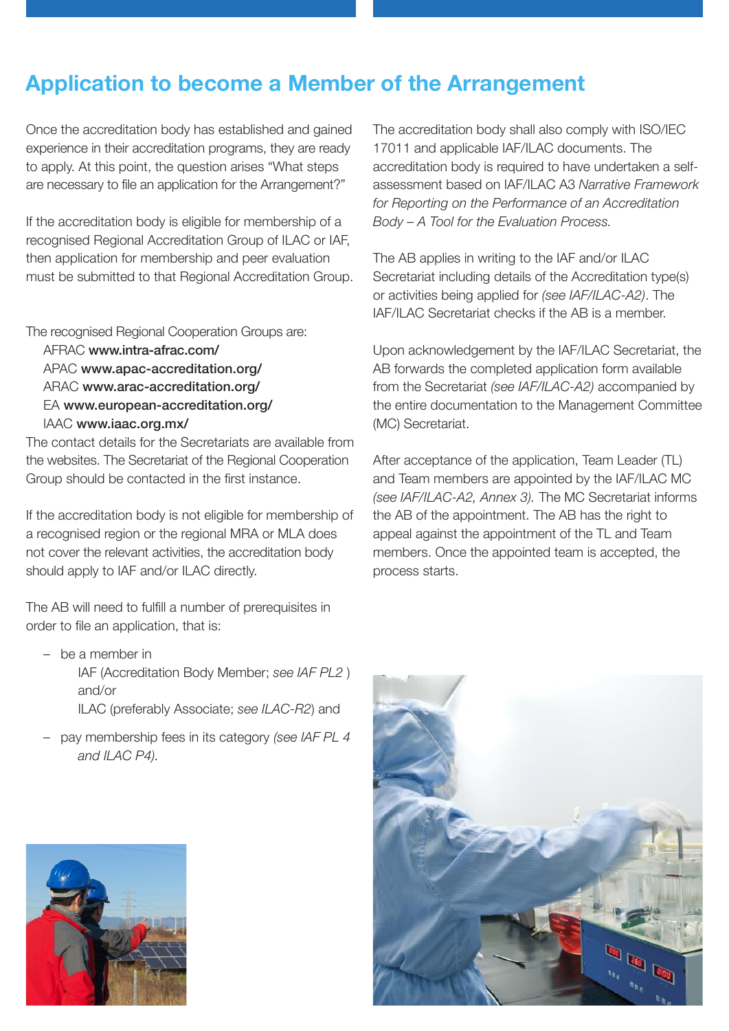# Application to become a Member of the Arrangement

Once the accreditation body has established and gained experience in their accreditation programs, they are ready to apply. At this point, the question arises "What steps are necessary to file an application for the Arrangement?"

If the accreditation body is eligible for membership of a recognised Regional Accreditation Group of ILAC or IAF, then application for membership and peer evaluation must be submitted to that Regional Accreditation Group.

The recognised Regional Cooperation Groups are:

AFRAC **www.intra-afrac.com/**
APAC **www.apac-accreditation.org/**
ARAC **www.arac-accreditation.org/**
EA **www.european-accreditation.org/**
IAAC **www.iaac.org.mx/**

The contact details for the Secretariats are available from the websites. The Secretariat of the Regional Cooperation Group should be contacted in the first instance.

If the accreditation body is not eligible for membership of a recognised region or the regional MRA or MLA does not cover the relevant activities, the accreditation body should apply to IAF and/or ILAC directly.

The AB will need to fulfill a number of prerequisites in order to file an application, that is:

- be a member in
  IAF (Accreditation Body Member; *see IAF PL2* ) and/or
  ILAC (preferably Associate; *see ILAC-R2*) and
- pay membership fees in its category *(see IAF PL 4 and ILAC P4).*

The accreditation body shall also comply with ISO/IEC 17011 and applicable IAF/ILAC documents. The accreditation body is required to have undertaken a self-assessment based on IAF/ILAC A3 *Narrative Framework for Reporting on the Performance of an Accreditation Body – A Tool for the Evaluation Process.*

The AB applies in writing to the IAF and/or ILAC Secretariat including details of the Accreditation type(s) or activities being applied for *(see IAF/ILAC-A2)*. The IAF/ILAC Secretariat checks if the AB is a member.

Upon acknowledgement by the IAF/ILAC Secretariat, the AB forwards the completed application form available from the Secretariat *(see IAF/ILAC-A2)* accompanied by the entire documentation to the Management Committee (MC) Secretariat.

After acceptance of the application, Team Leader (TL) and Team members are appointed by the IAF/ILAC MC *(see IAF/ILAC-A2, Annex 3).* The MC Secretariat informs the AB of the appointment. The AB has the right to appeal against the appointment of the TL and Team members. Once the appointed team is accepted, the process starts.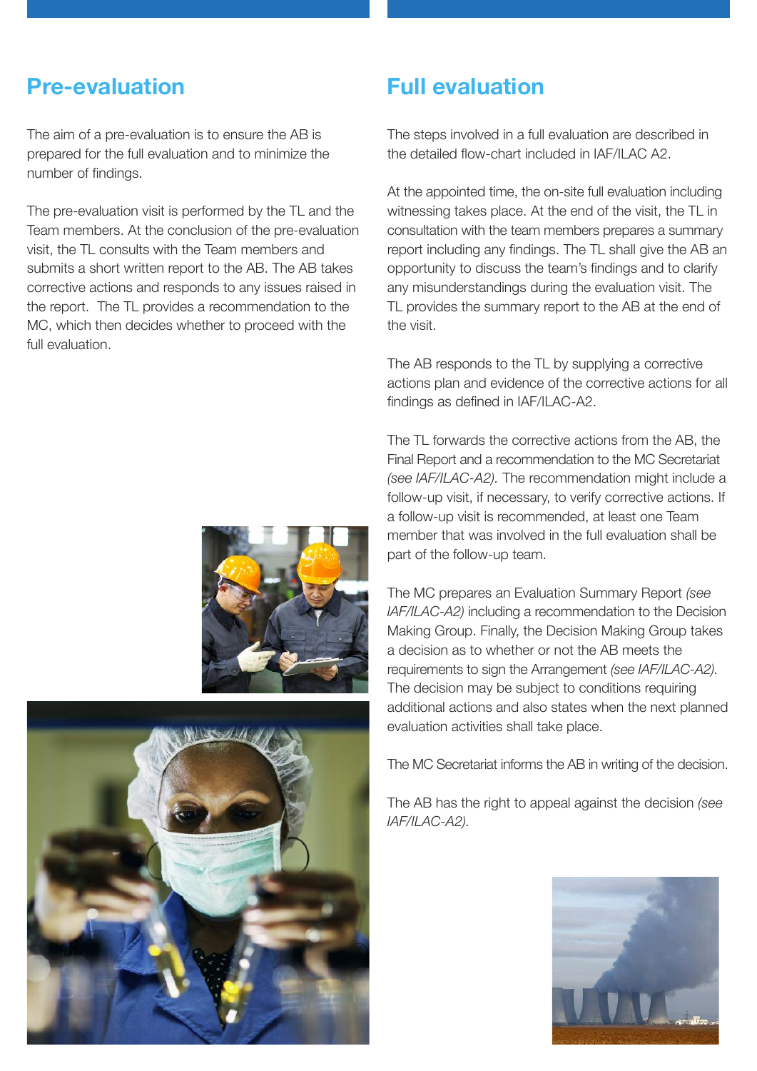## Pre-evaluation

The aim of a pre-evaluation is to ensure the AB is prepared for the full evaluation and to minimize the number of findings.

The pre-evaluation visit is performed by the TL and the Team members. At the conclusion of the pre-evaluation visit, the TL consults with the Team members and submits a short written report to the AB. The AB takes corrective actions and responds to any issues raised in the report. The TL provides a recommendation to the MC, which then decides whether to proceed with the full evaluation.

## Full evaluation

The steps involved in a full evaluation are described in the detailed flow-chart included in IAF/ILAC A2.

At the appointed time, the on-site full evaluation including witnessing takes place. At the end of the visit, the TL in consultation with the team members prepares a summary report including any findings. The TL shall give the AB an opportunity to discuss the team's findings and to clarify any misunderstandings during the evaluation visit. The TL provides the summary report to the AB at the end of the visit.

The AB responds to the TL by supplying a corrective actions plan and evidence of the corrective actions for all findings as defined in IAF/ILAC-A2.

The TL forwards the corrective actions from the AB, the Final Report and a recommendation to the MC Secretariat *(see IAF/ILAC-A2).* The recommendation might include a follow-up visit, if necessary, to verify corrective actions. If a follow-up visit is recommended, at least one Team member that was involved in the full evaluation shall be part of the follow-up team.

The MC prepares an Evaluation Summary Report *(see IAF/ILAC-A2)* including a recommendation to the Decision Making Group. Finally, the Decision Making Group takes a decision as to whether or not the AB meets the requirements to sign the Arrangement *(see IAF/ILAC-A2).* The decision may be subject to conditions requiring additional actions and also states when the next planned evaluation activities shall take place.

The MC Secretariat informs the AB in writing of the decision.

The AB has the right to appeal against the decision *(see IAF/ILAC-A2).*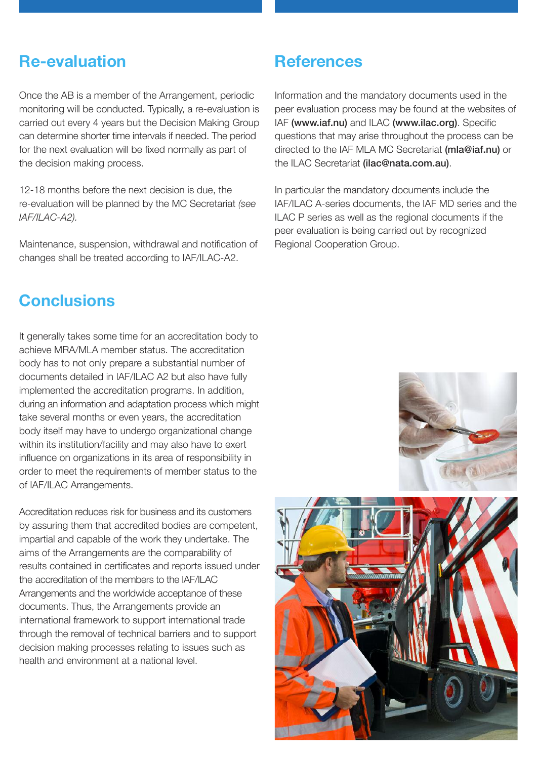## Re-evaluation

Once the AB is a member of the Arrangement, periodic monitoring will be conducted. Typically, a re-evaluation is carried out every 4 years but the Decision Making Group can determine shorter time intervals if needed. The period for the next evaluation will be fixed normally as part of the decision making process.

12-18 months before the next decision is due, the re-evaluation will be planned by the MC Secretariat *(see IAF/ILAC-A2).*

Maintenance, suspension, withdrawal and notification of changes shall be treated according to IAF/ILAC-A2.

## Conclusions

It generally takes some time for an accreditation body to achieve MRA/MLA member status. The accreditation body has to not only prepare a substantial number of documents detailed in IAF/ILAC A2 but also have fully implemented the accreditation programs. In addition, during an information and adaptation process which might take several months or even years, the accreditation body itself may have to undergo organizational change within its institution/facility and may also have to exert influence on organizations in its area of responsibility in order to meet the requirements of member status to the of IAF/ILAC Arrangements.

Accreditation reduces risk for business and its customers by assuring them that accredited bodies are competent, impartial and capable of the work they undertake. The aims of the Arrangements are the comparability of results contained in certificates and reports issued under the accreditation of the members to the IAF/ILAC Arrangements and the worldwide acceptance of these documents. Thus, the Arrangements provide an international framework to support international trade through the removal of technical barriers and to support decision making processes relating to issues such as health and environment at a national level.

## References

Information and the mandatory documents used in the peer evaluation process may be found at the websites of IAF **(www.iaf.nu)** and ILAC **(www.ilac.org)**. Specific questions that may arise throughout the process can be directed to the IAF MLA MC Secretariat **(mla@iaf.nu)** or the ILAC Secretariat **(ilac@nata.com.au)**.

In particular the mandatory documents include the IAF/ILAC A-series documents, the IAF MD series and the ILAC P series as well as the regional documents if the peer evaluation is being carried out by recognized Regional Cooperation Group.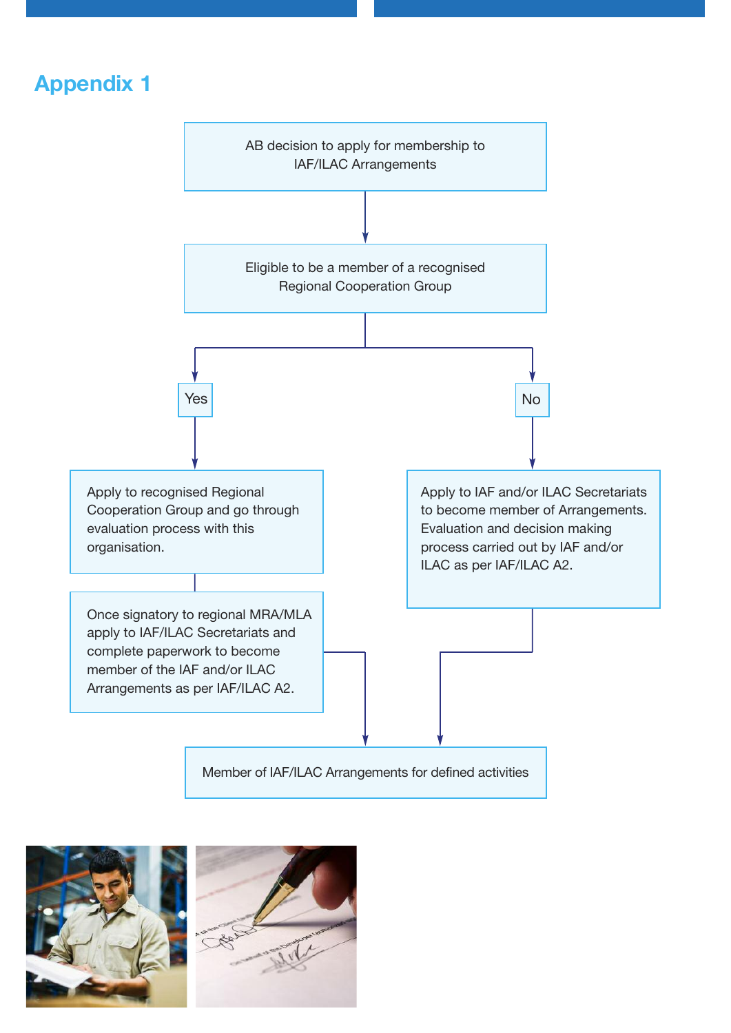## Appendix 1

AB decision to apply for membership to IAF/ILAC Arrangements

Eligible to be a member of a recognised Regional Cooperation Group

**Yes**

Apply to recognised Regional Cooperation Group and go through evaluation process with this organisation.

Once signatory to regional MRA/MLA apply to IAF/ILAC Secretariats and complete paperwork to become member of the IAF and/or ILAC Arrangements as per IAF/ILAC A2.

**No**

Apply to IAF and/or ILAC Secretariats to become member of Arrangements. Evaluation and decision making process carried out by IAF and/or ILAC as per IAF/ILAC A2.

Member of IAF/ILAC Arrangements for defined activities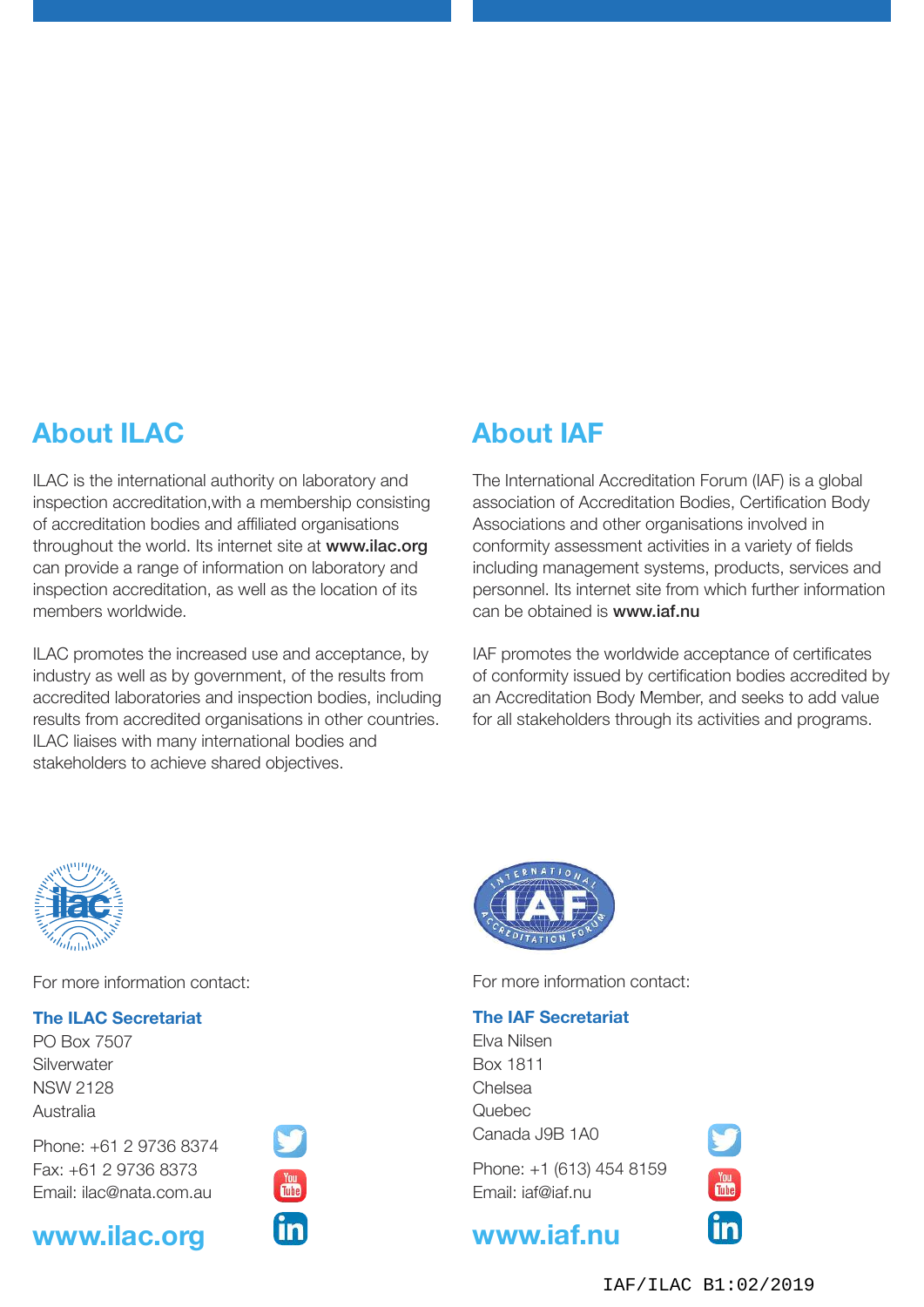## About ILAC

ILAC is the international authority on laboratory and inspection accreditation,with a membership consisting of accreditation bodies and affiliated organisations throughout the world. Its internet site at **www.ilac.org** can provide a range of information on laboratory and inspection accreditation, as well as the location of its members worldwide.

ILAC promotes the increased use and acceptance, by industry as well as by government, of the results from accredited laboratories and inspection bodies, including results from accredited organisations in other countries. ILAC liaises with many international bodies and stakeholders to achieve shared objectives.

For more information contact:

**The ILAC Secretariat**
PO Box 7507
Silverwater
NSW 2128
Australia

Phone: +61 2 9736 8374
Fax: +61 2 9736 8373
Email: ilac@nata.com.au

**www.ilac.org**

## About IAF

The International Accreditation Forum (IAF) is a global association of Accreditation Bodies, Certification Body Associations and other organisations involved in conformity assessment activities in a variety of fields including management systems, products, services and personnel. Its internet site from which further information can be obtained is **www.iaf.nu**

IAF promotes the worldwide acceptance of certificates of conformity issued by certification bodies accredited by an Accreditation Body Member, and seeks to add value for all stakeholders through its activities and programs.

For more information contact:

**The IAF Secretariat**
Elva Nilsen
Box 1811
Chelsea
Quebec
Canada J9B 1A0

Phone: +1 (613) 454 8159
Email: iaf@iaf.nu

**www.iaf.nu**

IAF/ILAC B1:02/2019